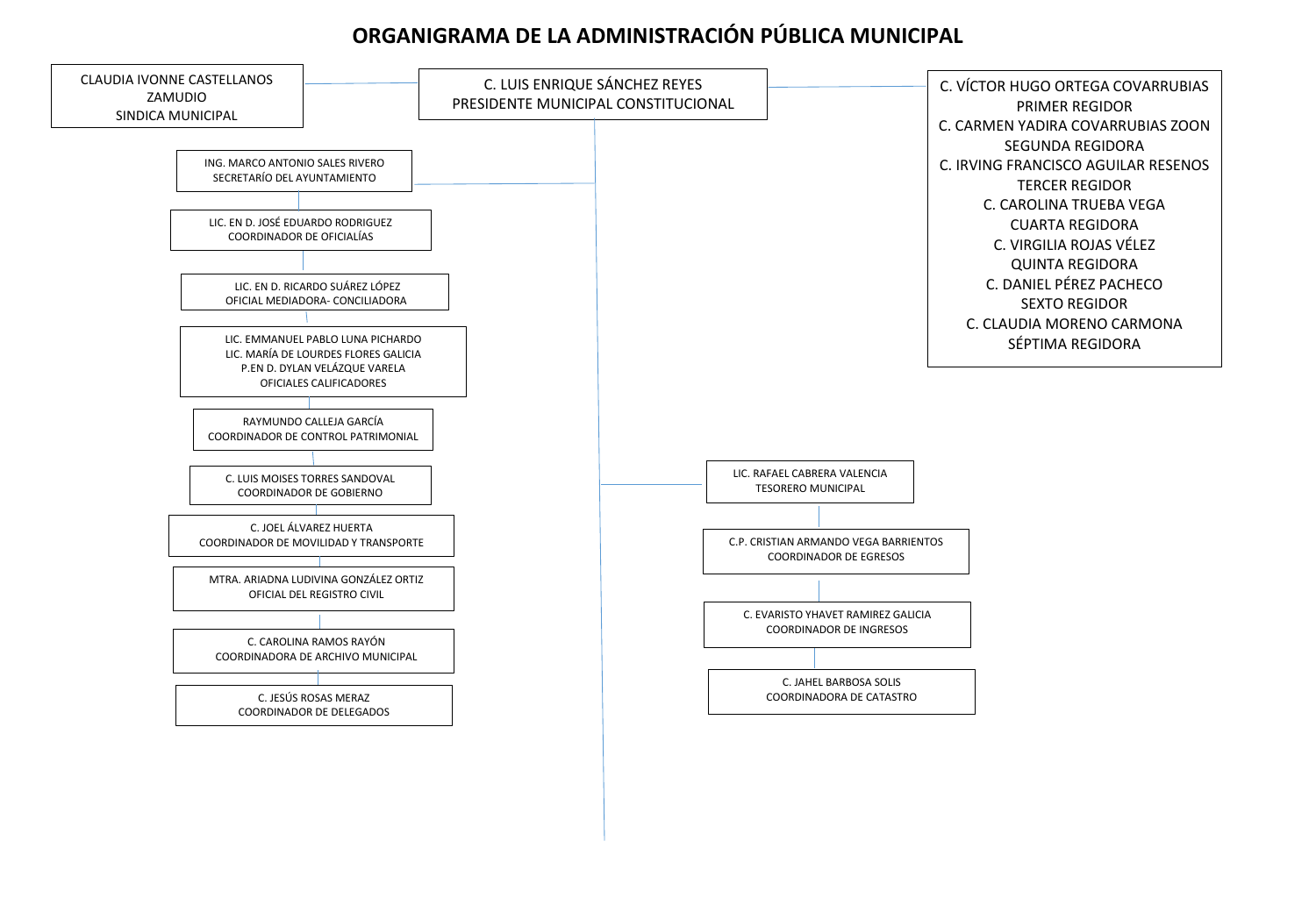# ORGANIGRAMA DE LA ADMINISTRACIÓN PÚBLICA MUNICIPAL

**C. LUIS ENRIQUE SÁNCHEZ REYES**
PRESIDENTE MUNICIPAL CONSTITUCIONAL

CLAUDIA IVONNE CASTELLANOS ZAMUDIO
SINDICA MUNICIPAL

C. VÍCTOR HUGO ORTEGA COVARRUBIAS
PRIMER REGIDOR
C. CARMEN YADIRA COVARRUBIAS ZOON
SEGUNDA REGIDORA
C. IRVING FRANCISCO AGUILAR RESENOS
TERCER REGIDOR
C. CAROLINA TRUEBA VEGA
CUARTA REGIDORA
C. VIRGILIA ROJAS VÉLEZ
QUINTA REGIDORA
C. DANIEL PÉREZ PACHECO
SEXTO REGIDOR
C. CLAUDIA MORENO CARMONA
SÉPTIMA REGIDORA

ING. MARCO ANTONIO SALES RIVERO
SECRETARÍO DEL AYUNTAMIENTO

- LIC. EN D. JOSÉ EDUARDO RODRIGUEZ
  COORDINADOR DE OFICIALÍAS
- LIC. EN D. RICARDO SUÁREZ LÓPEZ
  OFICIAL MEDIADORA- CONCILIADORA
- LIC. EMMANUEL PABLO LUNA PICHARDO
  LIC. MARÍA DE LOURDES FLORES GALICIA
  P.EN D. DYLAN VELÁZQUE VARELA
  OFICIALES CALIFICADORES
- RAYMUNDO CALLEJA GARCÍA
  COORDINADOR DE CONTROL PATRIMONIAL
- C. LUIS MOISES TORRES SANDOVAL
  COORDINADOR DE GOBIERNO
- C. JOEL ÁLVAREZ HUERTA
  COORDINADOR DE MOVILIDAD Y TRANSPORTE
- MTRA. ARIADNA LUDIVINA GONZÁLEZ ORTIZ
  OFICIAL DEL REGISTRO CIVIL
- C. CAROLINA RAMOS RAYÓN
  COORDINADORA DE ARCHIVO MUNICIPAL
- C. JESÚS ROSAS MERAZ
  COORDINADOR DE DELEGADOS

LIC. RAFAEL CABRERA VALENCIA
TESORERO MUNICIPAL

- C.P. CRISTIAN ARMANDO VEGA BARRIENTOS
  COORDINADOR DE EGRESOS
- C. EVARISTO YHAVET RAMIREZ GALICIA
  COORDINADOR DE INGRESOS
- C. JAHEL BARBOSA SOLIS
  COORDINADORA DE CATASTRO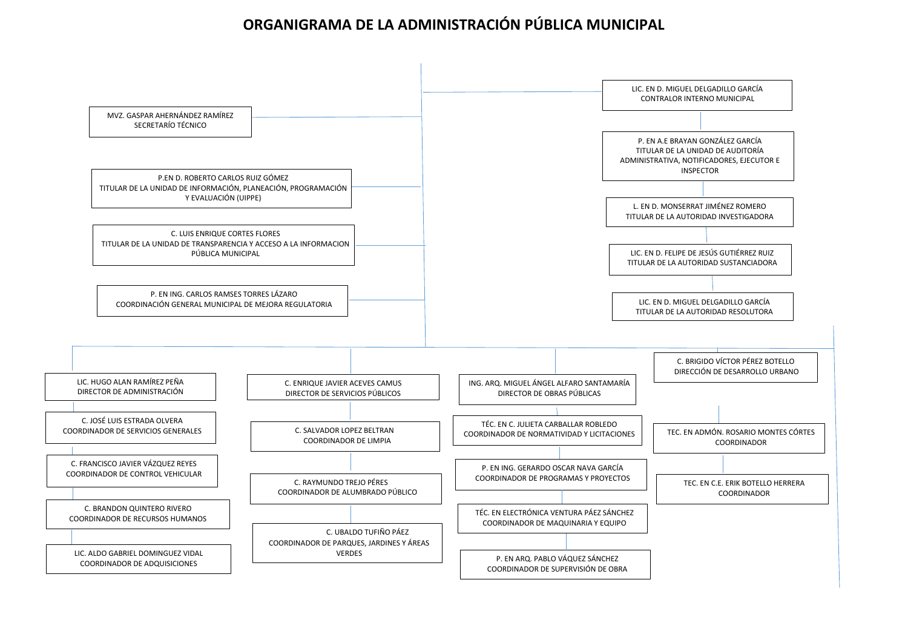# ORGANIGRAMA DE LA ADMINISTRACIÓN PÚBLICA MUNICIPAL

MVZ. GASPAR AHERNÁNDEZ RAMÍREZ
SECRETARÍO TÉCNICO

P.EN D. ROBERTO CARLOS RUIZ GÓMEZ
TITULAR DE LA UNIDAD DE INFORMACIÓN, PLANEACIÓN, PROGRAMACIÓN Y EVALUACIÓN (UIPPE)

C. LUIS ENRIQUE CORTES FLORES
TITULAR DE LA UNIDAD DE TRANSPARENCIA Y ACCESO A LA INFORMACION PÚBLICA MUNICIPAL

P. EN ING. CARLOS RAMSES TORRES LÁZARO
COORDINACIÓN GENERAL MUNICIPAL DE MEJORA REGULATORIA

LIC. EN D. MIGUEL DELGADILLO GARCÍA
CONTRALOR INTERNO MUNICIPAL

- P. EN A.E BRAYAN GONZÁLEZ GARCÍA
  TITULAR DE LA UNIDAD DE AUDITORÍA ADMINISTRATIVA, NOTIFICADORES, EJECUTOR E INSPECTOR
- L. EN D. MONSERRAT JIMÉNEZ ROMERO
  TITULAR DE LA AUTORIDAD INVESTIGADORA
- LIC. EN D. FELIPE DE JESÚS GUTIÉRREZ RUIZ
  TITULAR DE LA AUTORIDAD SUSTANCIADORA
- LIC. EN D. MIGUEL DELGADILLO GARCÍA
  TITULAR DE LA AUTORIDAD RESOLUTORA

LIC. HUGO ALAN RAMÍREZ PEÑA
DIRECTOR DE ADMINISTRACIÓN

- C. JOSÉ LUIS ESTRADA OLVERA
  COORDINADOR DE SERVICIOS GENERALES
- C. FRANCISCO JAVIER VÁZQUEZ REYES
  COORDINADOR DE CONTROL VEHICULAR
- C. BRANDON QUINTERO RIVERO
  COORDINADOR DE RECURSOS HUMANOS
- LIC. ALDO GABRIEL DOMINGUEZ VIDAL
  COORDINADOR DE ADQUISICIONES

C. ENRIQUE JAVIER ACEVES CAMUS
DIRECTOR DE SERVICIOS PÚBLICOS

- C. SALVADOR LOPEZ BELTRAN
  COORDINADOR DE LIMPIA
- C. RAYMUNDO TREJO PÉRES
  COORDINADOR DE ALUMBRADO PÚBLICO
- C. UBALDO TUFIÑO PÁEZ
  COORDINADOR DE PARQUES, JARDINES Y ÁREAS VERDES

ING. ARQ. MIGUEL ÁNGEL ALFARO SANTAMARÍA
DIRECTOR DE OBRAS PÚBLICAS

- TÉC. EN C. JULIETA CARBALLAR ROBLEDO
  COORDINADOR DE NORMATIVIDAD Y LICITACIONES
- P. EN ING. GERARDO OSCAR NAVA GARCÍA
  COORDINADOR DE PROGRAMAS Y PROYECTOS
- TÉC. EN ELECTRÓNICA VENTURA PÁEZ SÁNCHEZ
  COORDINADOR DE MAQUINARIA Y EQUIPO
- P. EN ARQ. PABLO VÁQUEZ SÁNCHEZ
  COORDINADOR DE SUPERVISIÓN DE OBRA

C. BRIGIDO VÍCTOR PÉREZ BOTELLO
DIRECCIÓN DE DESARROLLO URBANO

- TEC. EN ADMÓN. ROSARIO MONTES CÓRTES
  COORDINADOR
- TEC. EN C.E. ERIK BOTELLO HERRERA
  COORDINADOR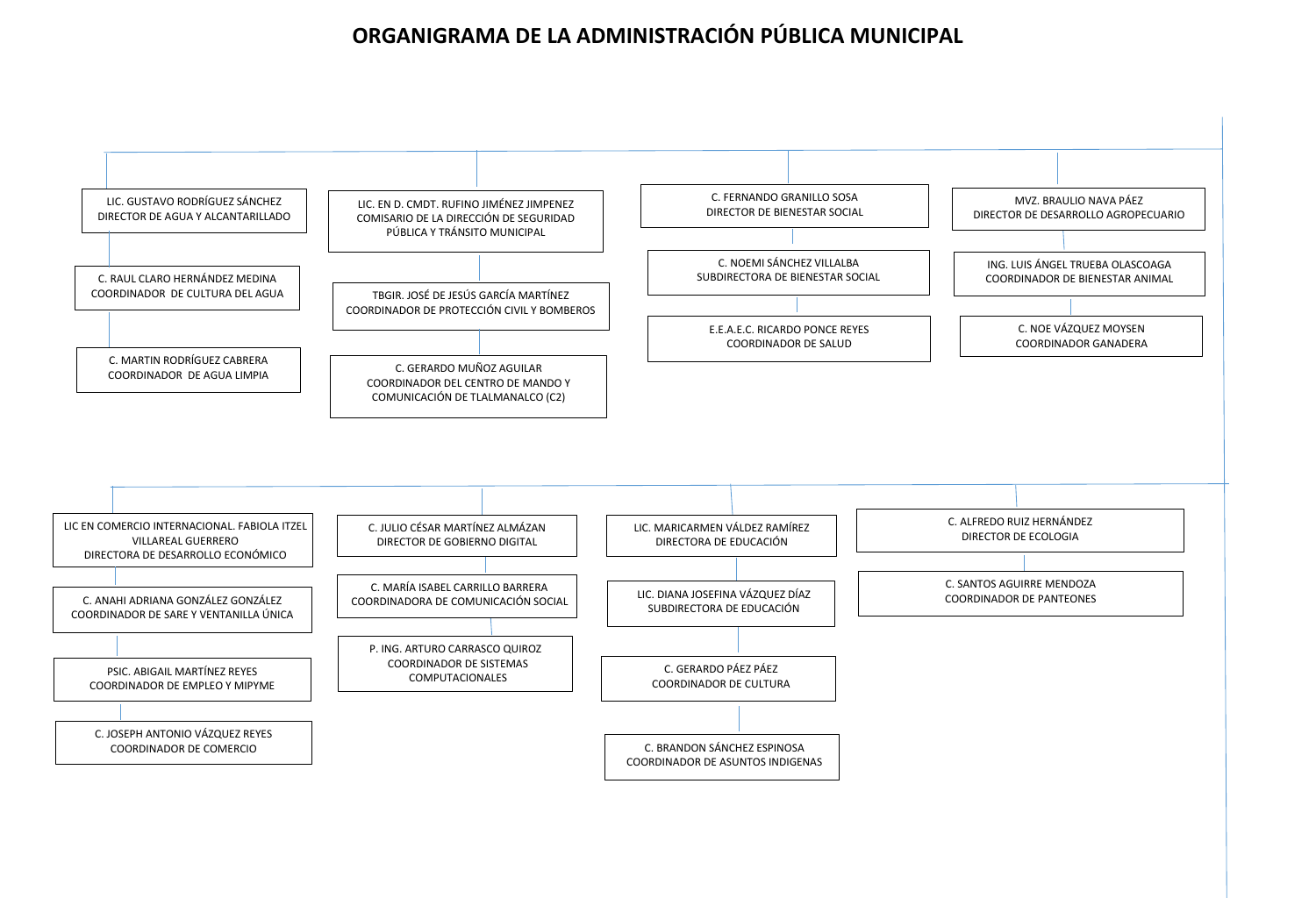# ORGANIGRAMA DE LA ADMINISTRACIÓN PÚBLICA MUNICIPAL

- LIC. GUSTAVO RODRÍGUEZ SÁNCHEZ
  DIRECTOR DE AGUA Y ALCANTARILLADO
  - C. RAUL CLARO HERNÁNDEZ MEDINA
    COORDINADOR DE CULTURA DEL AGUA
  - C. MARTIN RODRÍGUEZ CABRERA
    COORDINADOR DE AGUA LIMPIA

- LIC. EN D. CMDT. RUFINO JIMÉNEZ JIMPENEZ
  COMISARIO DE LA DIRECCIÓN DE SEGURIDAD PÚBLICA Y TRÁNSITO MUNICIPAL
  - TBGIR. JOSÉ DE JESÚS GARCÍA MARTÍNEZ
    COORDINADOR DE PROTECCIÓN CIVIL Y BOMBEROS
  - C. GERARDO MUÑOZ AGUILAR
    COORDINADOR DEL CENTRO DE MANDO Y COMUNICACIÓN DE TLALMANALCO (C2)

- C. FERNANDO GRANILLO SOSA
  DIRECTOR DE BIENESTAR SOCIAL
  - C. NOEMI SÁNCHEZ VILLALBA
    SUBDIRECTORA DE BIENESTAR SOCIAL
  - E.E.A.E.C. RICARDO PONCE REYES
    COORDINADOR DE SALUD

- MVZ. BRAULIO NAVA PÁEZ
  DIRECTOR DE DESARROLLO AGROPECUARIO
  - ING. LUIS ÁNGEL TRUEBA OLASCOAGA
    COORDINADOR DE BIENESTAR ANIMAL
  - C. NOE VÁZQUEZ MOYSEN
    COORDINADOR GANADERA

- LIC EN COMERCIO INTERNACIONAL. FABIOLA ITZEL VILLAREAL GUERRERO
  DIRECTORA DE DESARROLLO ECONÓMICO
  - C. ANAHI ADRIANA GONZÁLEZ GONZÁLEZ
    COORDINADOR DE SARE Y VENTANILLA ÚNICA
  - PSIC. ABIGAIL MARTÍNEZ REYES
    COORDINADOR DE EMPLEO Y MIPYME
  - C. JOSEPH ANTONIO VÁZQUEZ REYES
    COORDINADOR DE COMERCIO

- C. JULIO CÉSAR MARTÍNEZ ALMÁZAN
  DIRECTOR DE GOBIERNO DIGITAL
  - C. MARÍA ISABEL CARRILLO BARRERA
    COORDINADORA DE COMUNICACIÓN SOCIAL
  - P. ING. ARTURO CARRASCO QUIROZ
    COORDINADOR DE SISTEMAS COMPUTACIONALES

- LIC. MARICARMEN VÁLDEZ RAMÍREZ
  DIRECTORA DE EDUCACIÓN
  - LIC. DIANA JOSEFINA VÁZQUEZ DÍAZ
    SUBDIRECTORA DE EDUCACIÓN
  - C. GERARDO PÁEZ PÁEZ
    COORDINADOR DE CULTURA
  - C. BRANDON SÁNCHEZ ESPINOSA
    COORDINADOR DE ASUNTOS INDIGENAS

- C. ALFREDO RUIZ HERNÁNDEZ
  DIRECTOR DE ECOLOGIA
  - C. SANTOS AGUIRRE MENDOZA
    COORDINADOR DE PANTEONES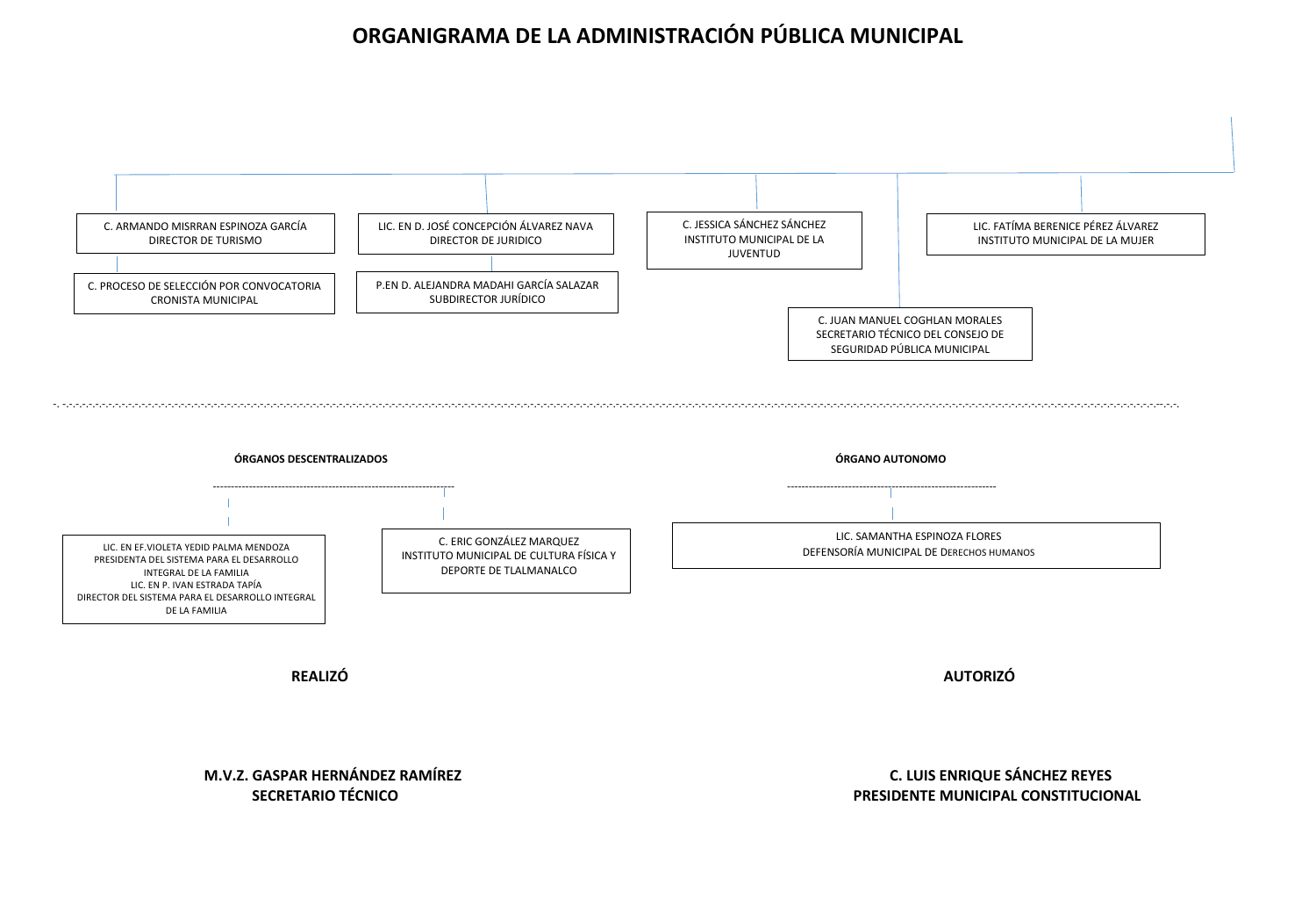# ORGANIGRAMA DE LA ADMINISTRACIÓN PÚBLICA MUNICIPAL

C. ARMANDO MISRRAN ESPINOZA GARCÍA
DIRECTOR DE TURISMO

C. PROCESO DE SELECCIÓN POR CONVOCATORIA
CRONISTA MUNICIPAL

LIC. EN D. JOSÉ CONCEPCIÓN ÁLVAREZ NAVA
DIRECTOR DE JURIDICO

P.EN D. ALEJANDRA MADAHI GARCÍA SALAZAR
SUBDIRECTOR JURÍDICO

C. JESSICA SÁNCHEZ SÁNCHEZ
INSTITUTO MUNICIPAL DE LA JUVENTUD

C. JUAN MANUEL COGHLAN MORALES
SECRETARIO TÉCNICO DEL CONSEJO DE SEGURIDAD PÚBLICA MUNICIPAL

LIC. FATÍMA BERENICE PÉREZ ÁLVAREZ
INSTITUTO MUNICIPAL DE LA MUJER

**ÓRGANOS DESCENTRALIZADOS**

LIC. EN EF.VIOLETA YEDID PALMA MENDOZA
PRESIDENTA DEL SISTEMA PARA EL DESARROLLO INTEGRAL DE LA FAMILIA
LIC. EN P. IVAN ESTRADA TAPÍA
DIRECTOR DEL SISTEMA PARA EL DESARROLLO INTEGRAL DE LA FAMILIA

C. ERIC GONZÁLEZ MARQUEZ
INSTITUTO MUNICIPAL DE CULTURA FÍSICA Y DEPORTE DE TLALMANALCO

**ÓRGANO AUTONOMO**

LIC. SAMANTHA ESPINOZA FLORES
DEFENSORÍA MUNICIPAL DE DERECHOS HUMANOS

**REALIZÓ**

**M.V.Z. GASPAR HERNÁNDEZ RAMÍREZ**
**SECRETARIO TÉCNICO**

**AUTORIZÓ**

**C. LUIS ENRIQUE SÁNCHEZ REYES**
**PRESIDENTE MUNICIPAL CONSTITUCIONAL**